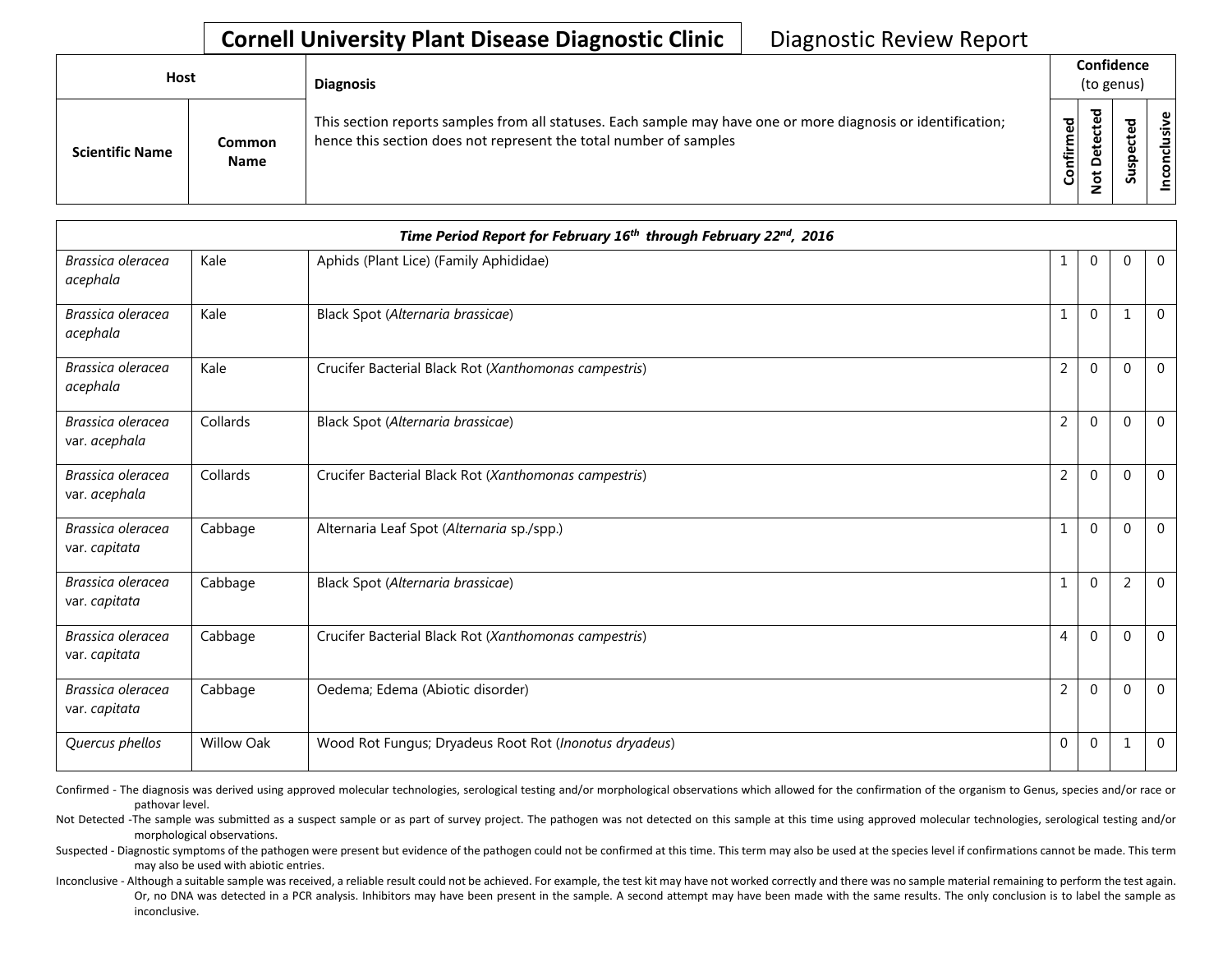# Cornell University Plant Disease Diagnostic Clinic

Diagnostic Review Report

| Host | | Diagnosis | Confidence (to genus) | | | |
|---|---|---|---|---|---|---|
| Scientific Name | Common Name | This section reports samples from all statuses. Each sample may have one or more diagnosis or identification; hence this section does not represent the total number of samples | Confirmed | Not Detected | Suspected | Inconclusive |
| ***Time Period Report for February 16th through February 22nd, 2016*** | | | | | | |
| *Brassica oleracea acephala* | Kale | Aphids (Plant Lice) (Family Aphididae) | 1 | 0 | 0 | 0 |
| *Brassica oleracea acephala* | Kale | Black Spot (*Alternaria brassicae*) | 1 | 0 | 1 | 0 |
| *Brassica oleracea acephala* | Kale | Crucifer Bacterial Black Rot (*Xanthomonas campestris*) | 2 | 0 | 0 | 0 |
| *Brassica oleracea* var. *acephala* | Collards | Black Spot (*Alternaria brassicae*) | 2 | 0 | 0 | 0 |
| *Brassica oleracea* var. *acephala* | Collards | Crucifer Bacterial Black Rot (*Xanthomonas campestris*) | 2 | 0 | 0 | 0 |
| *Brassica oleracea* var. *capitata* | Cabbage | Alternaria Leaf Spot (*Alternaria* sp./spp.) | 1 | 0 | 0 | 0 |
| *Brassica oleracea* var. *capitata* | Cabbage | Black Spot (*Alternaria brassicae*) | 1 | 0 | 2 | 0 |
| *Brassica oleracea* var. *capitata* | Cabbage | Crucifer Bacterial Black Rot (*Xanthomonas campestris*) | 4 | 0 | 0 | 0 |
| *Brassica oleracea* var. *capitata* | Cabbage | Oedema; Edema (Abiotic disorder) | 2 | 0 | 0 | 0 |
| *Quercus phellos* | Willow Oak | Wood Rot Fungus; Dryadeus Root Rot (*Inonotus dryadeus*) | 0 | 0 | 1 | 0 |

Confirmed - The diagnosis was derived using approved molecular technologies, serological testing and/or morphological observations which allowed for the confirmation of the organism to Genus, species and/or race or pathovar level.

Not Detected -The sample was submitted as a suspect sample or as part of survey project. The pathogen was not detected on this sample at this time using approved molecular technologies, serological testing and/or morphological observations.

Suspected - Diagnostic symptoms of the pathogen were present but evidence of the pathogen could not be confirmed at this time. This term may also be used at the species level if confirmations cannot be made. This term may also be used with abiotic entries.

Inconclusive - Although a suitable sample was received, a reliable result could not be achieved. For example, the test kit may have not worked correctly and there was no sample material remaining to perform the test again. Or, no DNA was detected in a PCR analysis. Inhibitors may have been present in the sample. A second attempt may have been made with the same results. The only conclusion is to label the sample as inconclusive.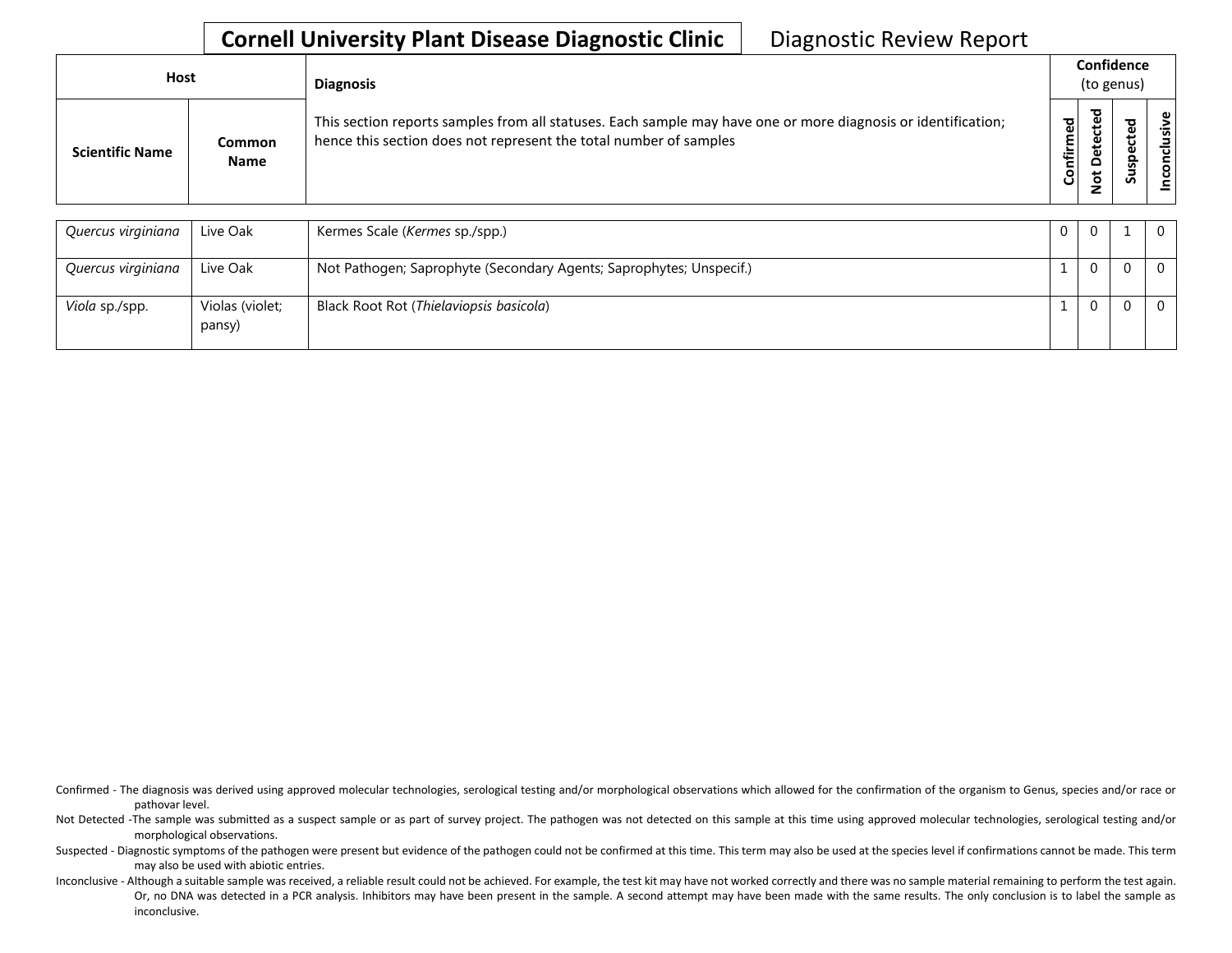**Cornell University Plant Disease Diagnostic Clinic** Diagnostic Review Report

| Host | | Diagnosis | Confidence (to genus) | | | |
|---|---|---|---|---|---|---|
| Scientific Name | Common Name | This section reports samples from all statuses. Each sample may have one or more diagnosis or identification; hence this section does not represent the total number of samples | Confirmed | Not Detected | Suspected | Inconclusive |
| *Quercus virginiana* | Live Oak | Kermes Scale (*Kermes* sp./spp.) | 0 | 0 | 1 | 0 |
| *Quercus virginiana* | Live Oak | Not Pathogen; Saprophyte (Secondary Agents; Saprophytes; Unspecif.) | 1 | 0 | 0 | 0 |
| *Viola* sp./spp. | Violas (violet; pansy) | Black Root Rot (*Thielaviopsis basicola*) | 1 | 0 | 0 | 0 |

Confirmed - The diagnosis was derived using approved molecular technologies, serological testing and/or morphological observations which allowed for the confirmation of the organism to Genus, species and/or race or pathovar level.

Not Detected -The sample was submitted as a suspect sample or as part of survey project. The pathogen was not detected on this sample at this time using approved molecular technologies, serological testing and/or morphological observations.

Suspected - Diagnostic symptoms of the pathogen were present but evidence of the pathogen could not be confirmed at this time. This term may also be used at the species level if confirmations cannot be made. This term may also be used with abiotic entries.

Inconclusive - Although a suitable sample was received, a reliable result could not be achieved. For example, the test kit may have not worked correctly and there was no sample material remaining to perform the test again. Or, no DNA was detected in a PCR analysis. Inhibitors may have been present in the sample. A second attempt may have been made with the same results. The only conclusion is to label the sample as inconclusive.